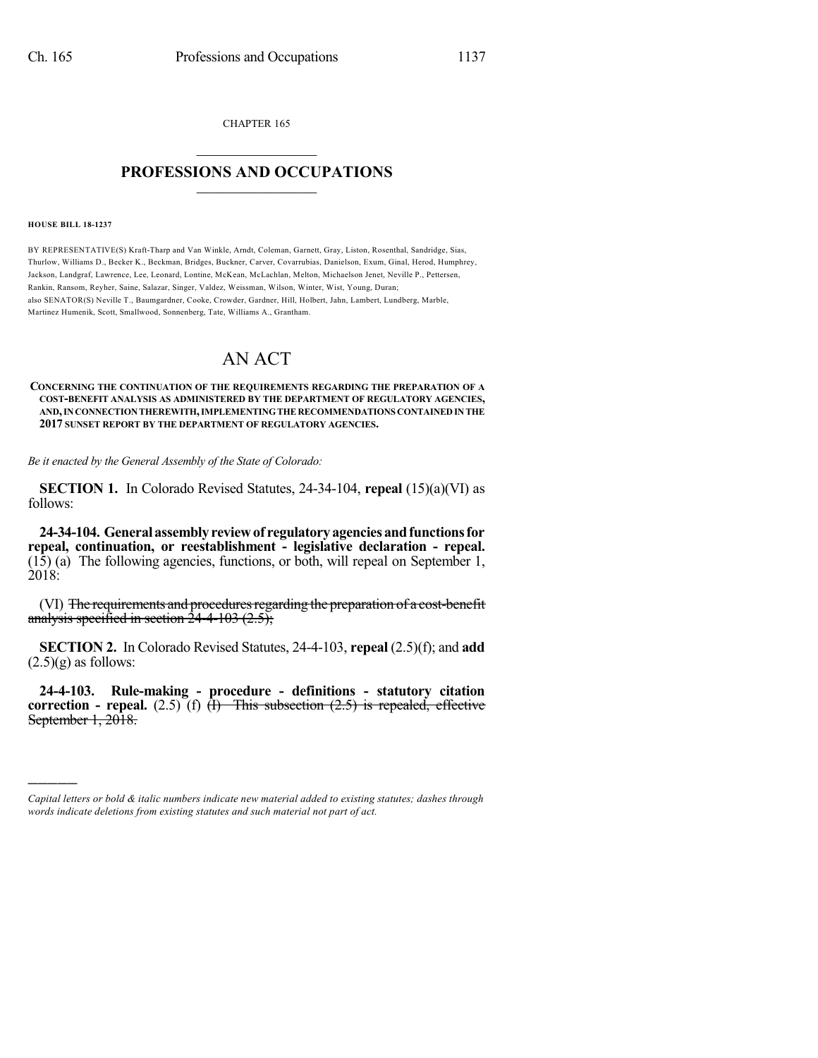CHAPTER 165

# PROFESSIONS AND OCCUPATIONS

**HOUSE BILL 18-1237**

BY REPRESENTATIVE(S) Kraft-Tharp and Van Winkle, Arndt, Coleman, Garnett, Gray, Liston, Rosenthal, Sandridge, Sias, Thurlow, Williams D., Becker K., Beckman, Bridges, Buckner, Carver, Covarrubias, Danielson, Exum, Ginal, Herod, Humphrey, Jackson, Landgraf, Lawrence, Lee, Leonard, Lontine, McKean, McLachlan, Melton, Michaelson Jenet, Neville P., Pettersen, Rankin, Ransom, Reyher, Saine, Salazar, Singer, Valdez, Weissman, Wilson, Winter, Wist, Young, Duran;
also SENATOR(S) Neville T., Baumgardner, Cooke, Crowder, Gardner, Hill, Holbert, Jahn, Lambert, Lundberg, Marble, Martinez Humenik, Scott, Smallwood, Sonnenberg, Tate, Williams A., Grantham.

# AN ACT

**CONCERNING THE CONTINUATION OF THE REQUIREMENTS REGARDING THE PREPARATION OF A COST-BENEFIT ANALYSIS AS ADMINISTERED BY THE DEPARTMENT OF REGULATORY AGENCIES, AND, IN CONNECTION THEREWITH, IMPLEMENTING THE RECOMMENDATIONS CONTAINED IN THE 2017 SUNSET REPORT BY THE DEPARTMENT OF REGULATORY AGENCIES.**

*Be it enacted by the General Assembly of the State of Colorado:*

**SECTION 1.** In Colorado Revised Statutes, 24-34-104, **repeal** (15)(a)(VI) as follows:

**24-34-104. General assembly review of regulatory agencies and functions for repeal, continuation, or reestablishment - legislative declaration - repeal.** (15) (a) The following agencies, functions, or both, will repeal on September 1, 2018:

(VI) ~~The requirements and procedures regarding the preparation of a cost-benefit analysis specified in section 24-4-103 (2.5);~~

**SECTION 2.** In Colorado Revised Statutes, 24-4-103, **repeal** (2.5)(f); and **add** (2.5)(g) as follows:

**24-4-103. Rule-making - procedure - definitions - statutory citation correction - repeal.** (2.5) (f) ~~(I) This subsection (2.5) is repealed, effective September 1, 2018.~~

---

*Capital letters or bold & italic numbers indicate new material added to existing statutes; dashes through words indicate deletions from existing statutes and such material not part of act.*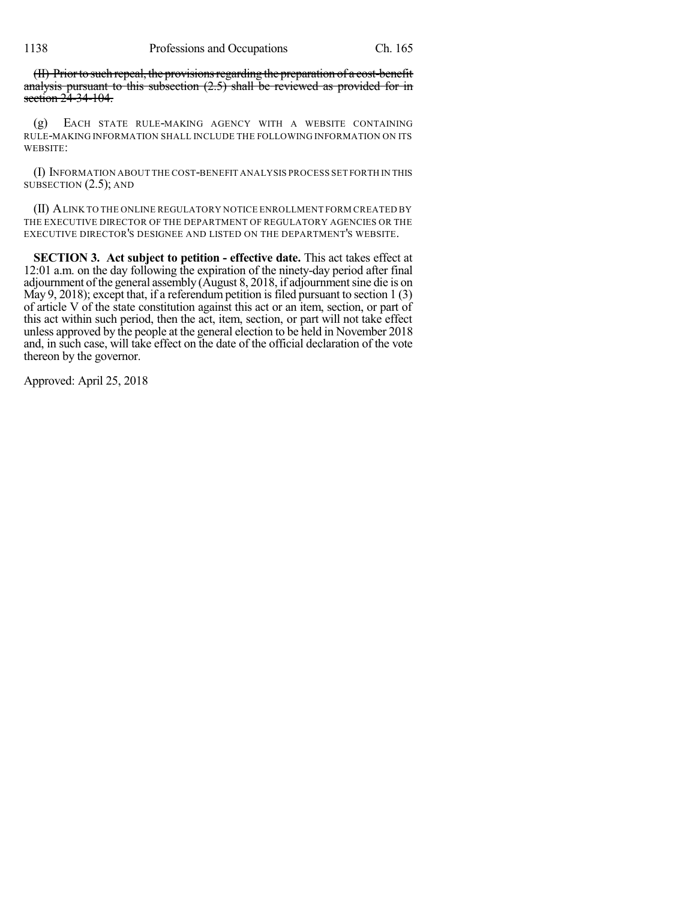~~(II) Prior to such repeal, the provisions regarding the preparation of a cost-benefit analysis pursuant to this subsection (2.5) shall be reviewed as provided for in section 24-34-104.~~

(g) EACH STATE RULE-MAKING AGENCY WITH A WEBSITE CONTAINING RULE-MAKING INFORMATION SHALL INCLUDE THE FOLLOWING INFORMATION ON ITS WEBSITE:

(I) INFORMATION ABOUT THE COST-BENEFIT ANALYSIS PROCESS SET FORTH IN THIS SUBSECTION (2.5); AND

(II) A LINK TO THE ONLINE REGULATORY NOTICE ENROLLMENT FORM CREATED BY THE EXECUTIVE DIRECTOR OF THE DEPARTMENT OF REGULATORY AGENCIES OR THE EXECUTIVE DIRECTOR'S DESIGNEE AND LISTED ON THE DEPARTMENT'S WEBSITE.

**SECTION 3. Act subject to petition - effective date.** This act takes effect at 12:01 a.m. on the day following the expiration of the ninety-day period after final adjournment of the general assembly (August 8, 2018, if adjournment sine die is on May 9, 2018); except that, if a referendum petition is filed pursuant to section 1 (3) of article V of the state constitution against this act or an item, section, or part of this act within such period, then the act, item, section, or part will not take effect unless approved by the people at the general election to be held in November 2018 and, in such case, will take effect on the date of the official declaration of the vote thereon by the governor.

Approved: April 25, 2018